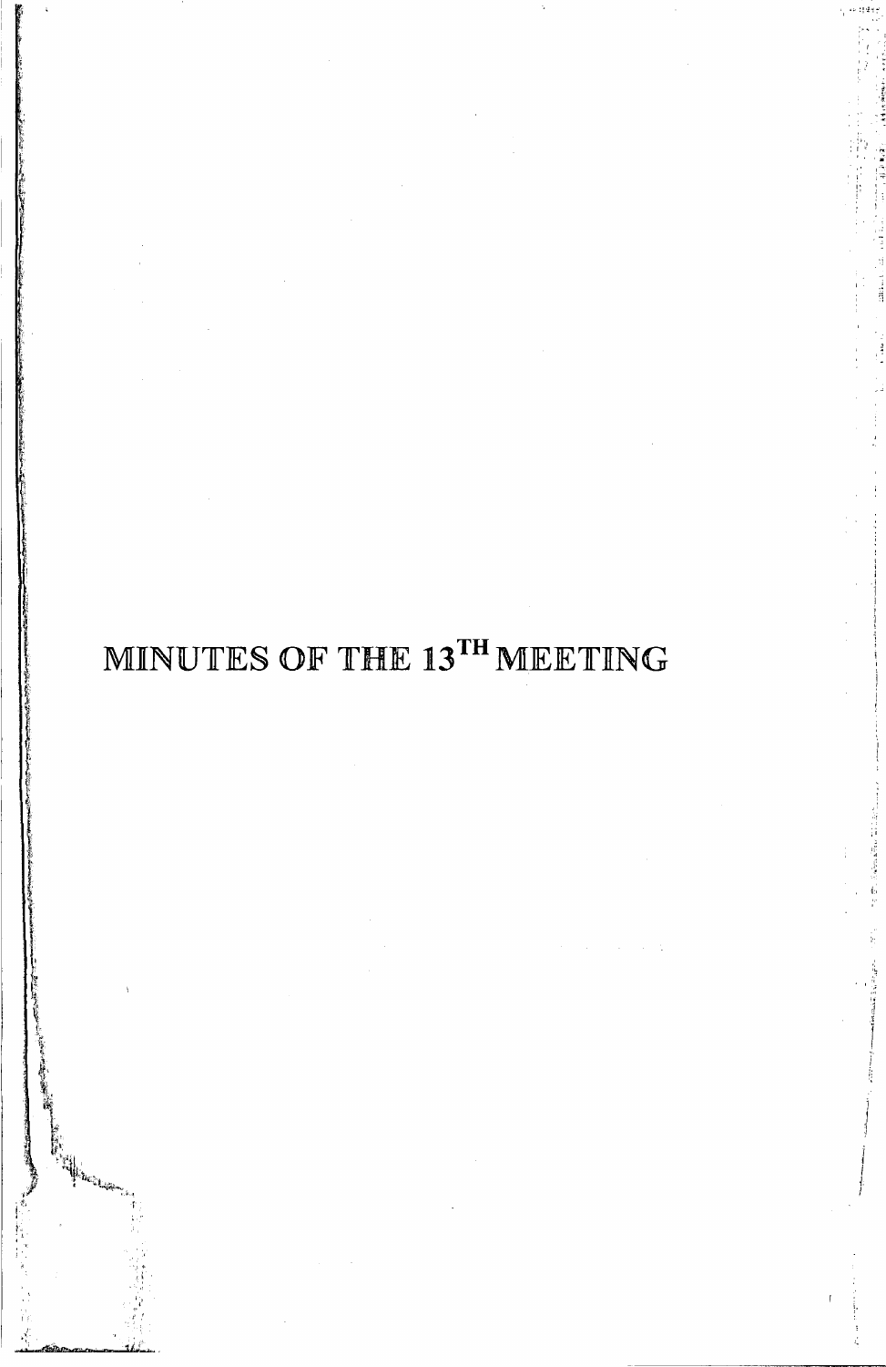# MINUTES OF THE 13$^{TH}$ MEETING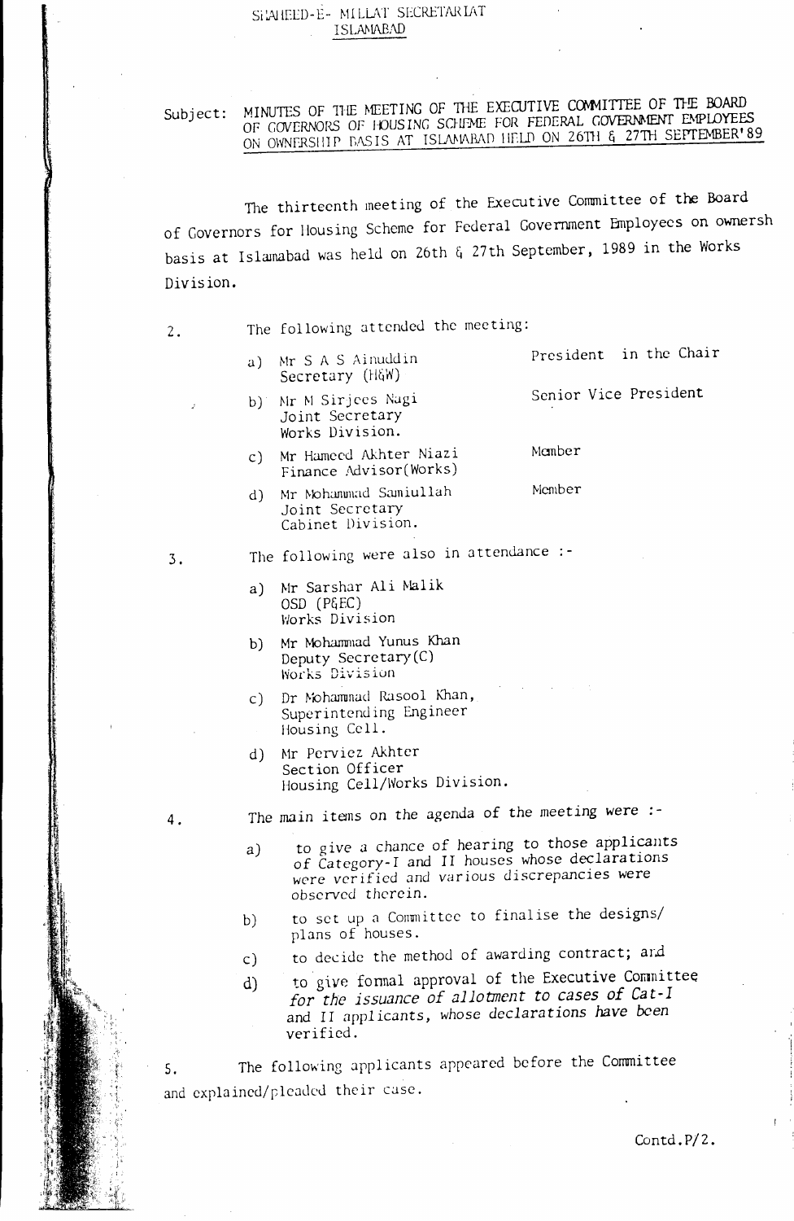SHAHEED-E- MILLAT SECRETARIAT
ISLAMABAD

Subject: MINUTES OF THE MEETING OF THE EXECUTIVE COMMITTEE OF THE BOARD OF GOVERNORS OF HOUSING SCHEME FOR FEDERAL GOVERNMENT EMPLOYEES ON OWNERSHIP BASIS AT ISLAMABAD HELD ON 26TH & 27TH SEPTEMBER'89

The thirteenth meeting of the Executive Committee of the Board of Governors for Housing Scheme for Federal Government Employees on ownersh basis at Islamabad was held on 26th & 27th September, 1989 in the Works Division.

2. The following attended the meeting:

| | | |
|---|---|---|
| a) | Mr S A S Ainuddin<br>Secretary (H&W) | President in the Chair |
| b) | Mr M Sirjees Nagi<br>Joint Secretary<br>Works Division. | Senior Vice President |
| c) | Mr Hameed Akhter Niazi<br>Finance Advisor(Works) | Member |
| d) | Mr Mohammad Samiullah<br>Joint Secretary<br>Cabinet Division. | Member |

3. The following were also in attendance :-

a) Mr Sarshar Ali Malik
OSD (P&EC)
Works Division

b) Mr Mohammad Yunus Khan
Deputy Secretary(C)
Works Division

c) Dr Mohammad Rasool Khan,
Superintending Engineer
Housing Cell.

d) Mr Perviez Akhter
Section Officer
Housing Cell/Works Division.

4. The main items on the agenda of the meeting were :-

a) to give a chance of hearing to those applicants of Category-I and II houses whose declarations were verified and various discrepancies were observed therein.

b) to set up a Committee to finalise the designs/ plans of houses.

c) to decide the method of awarding contract; and

d) to give formal approval of the Executive Committee for the issuance of allotment to cases of Cat-I and II applicants, whose declarations have been verified.

5. The following applicants appeared before the Committee and explained/pleaded their case.

Contd.P/2.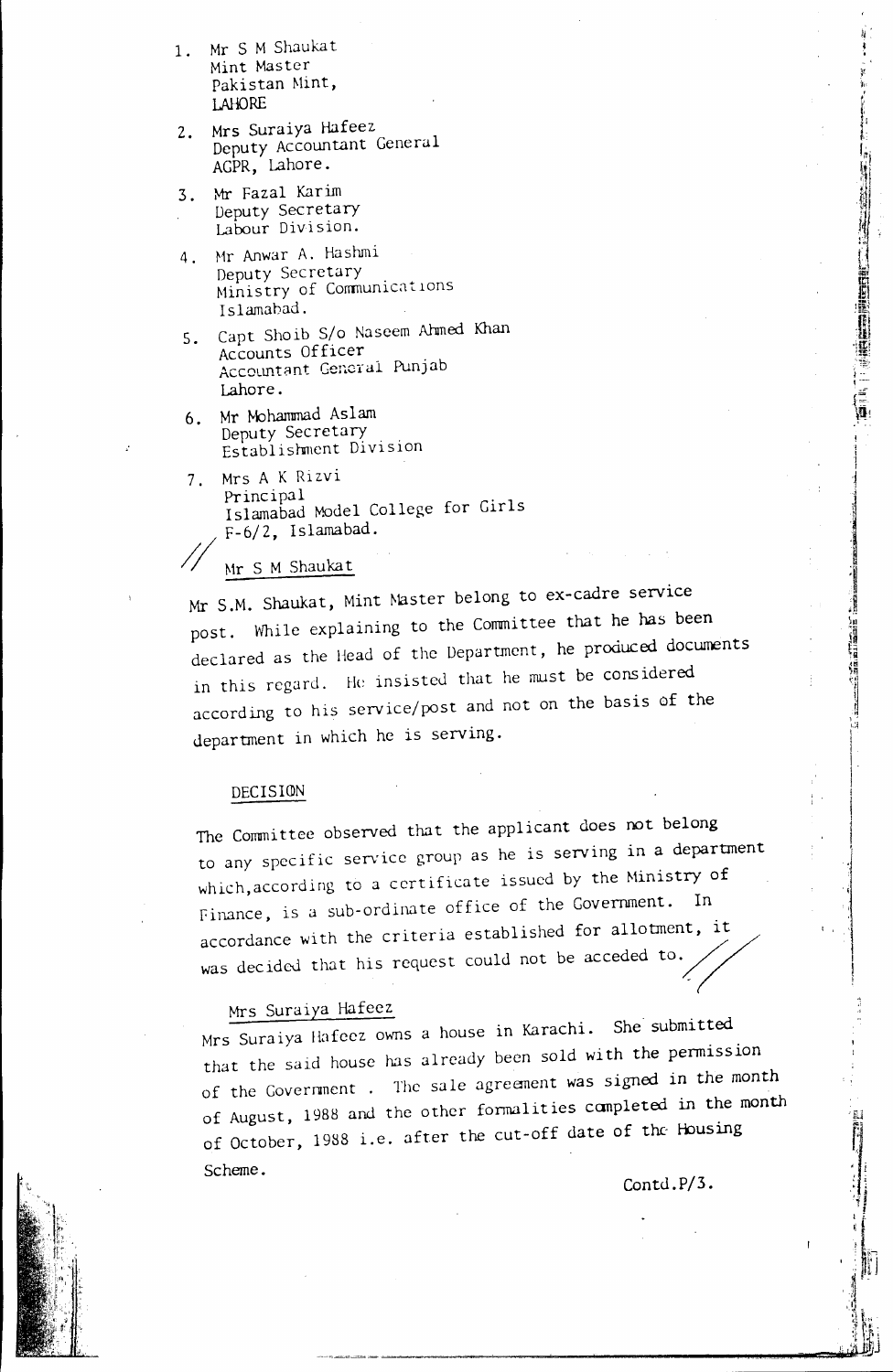1. Mr S M Shaukat
   Mint Master
   Pakistan Mint,
   LAHORE
2. Mrs Suraiya Hafeez
   Deputy Accountant General
   AGPR, Lahore.
3. Mr Fazal Karim
   Deputy Secretary
   Labour Division.
4. Mr Anwar A. Hashmi
   Deputy Secretary
   Ministry of Communications
   Islamabad.
5. Capt Shoib S/o Naseem Ahmed Khan
   Accounts Officer
   Accountant General Punjab
   Lahore.
6. Mr Mohammad Aslam
   Deputy Secretary
   Establishment Division
7. Mrs A K Rizvi
   Principal
   Islamabad Model College for Girls
   F-6/2, Islamabad.

// Mr S M Shaukat

Mr S.M. Shaukat, Mint Master belong to ex-cadre service post. While explaining to the Committee that he has been declared as the Head of the Department, he produced documents in this regard. He insisted that he must be considered according to his service/post and not on the basis of the department in which he is serving.

DECISION

The Committee observed that the applicant does not belong to any specific service group as he is serving in a department which,according to a certificate issued by the Ministry of Finance, is a sub-ordinate office of the Government. In accordance with the criteria established for allotment, it was decided that his request could not be acceded to. //

Mrs Suraiya Hafeez

Mrs Suraiya Hafeez owns a house in Karachi. She submitted that the said house has already been sold with the permission of the Government . The sale agreement was signed in the month of August, 1988 and the other formalities completed in the month of October, 1988 i.e. after the cut-off date of the Housing Scheme.

Contd.P/3.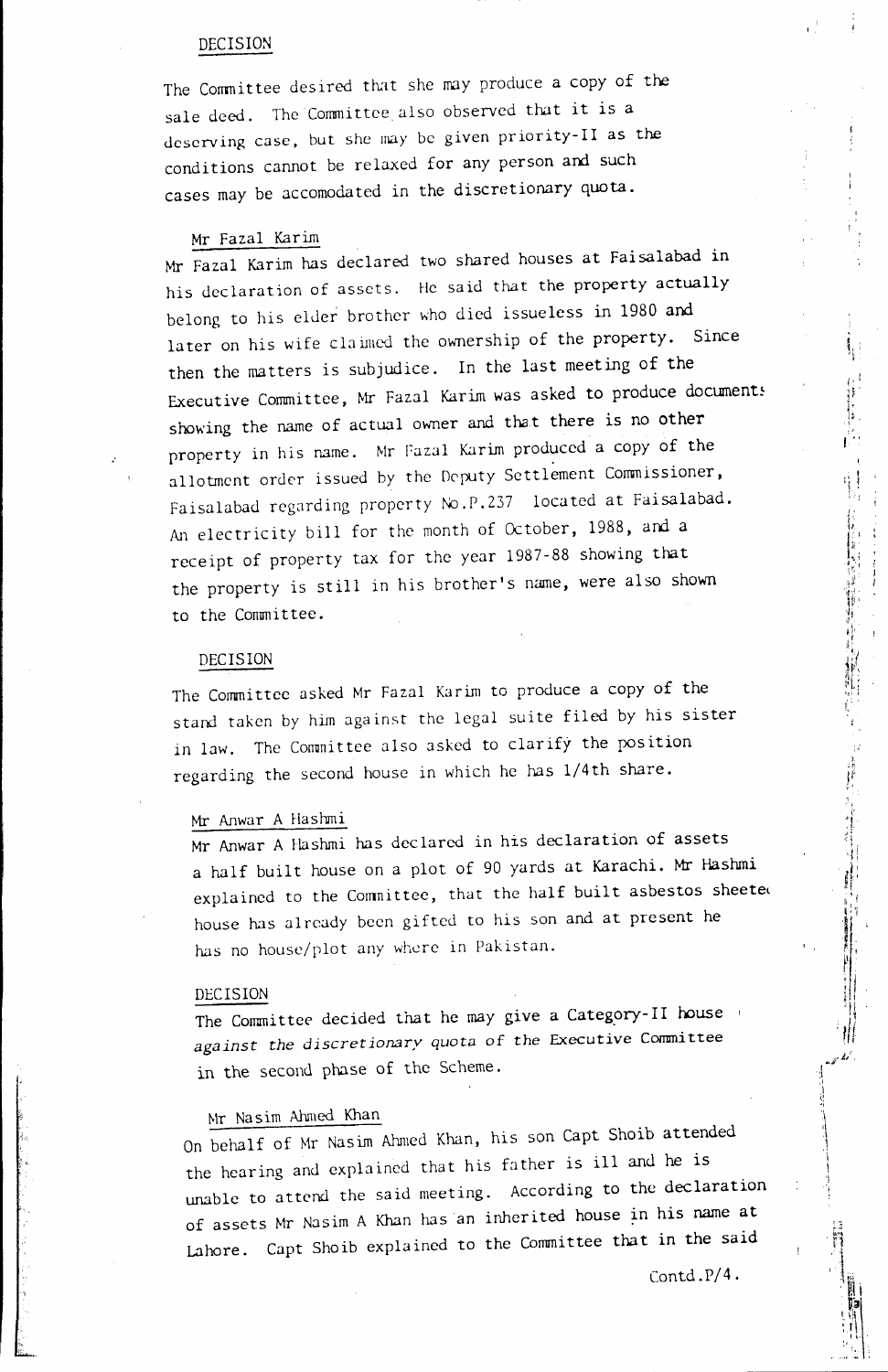DECISION

The Committee desired that she may produce a copy of the sale deed. The Committee also observed that it is a deserving case, but she may be given priority-II as the conditions cannot be relaxed for any person and such cases may be accomodated in the discretionary quota.

Mr Fazal Karim

Mr Fazal Karim has declared two shared houses at Faisalabad in his declaration of assets. He said that the property actually belong to his elder brother who died issueless in 1980 and later on his wife claimed the ownership of the property. Since then the matters is subjudice. In the last meeting of the Executive Committee, Mr Fazal Karim was asked to produce documents showing the name of actual owner and that there is no other property in his name. Mr Fazal Karim produced a copy of the allotment order issued by the Deputy Settlement Commissioner, Faisalabad regarding property No.P.237 located at Faisalabad. An electricity bill for the month of October, 1988, and a receipt of property tax for the year 1987-88 showing that the property is still in his brother's name, were also shown to the Committee.

DECISION

The Committee asked Mr Fazal Karim to produce a copy of the stand taken by him against the legal suite filed by his sister in law. The Committee also asked to clarify the position regarding the second house in which he has 1/4th share.

Mr Anwar A Hashmi

Mr Anwar A Hashmi has declared in his declaration of assets a half built house on a plot of 90 yards at Karachi. Mr Hashmi explained to the Committee, that the half built asbestos sheeted house has already been gifted to his son and at present he has no house/plot any where in Pakistan.

DECISION

The Committee decided that he may give a Category-II house against the discretionary quota of the Executive Committee in the second phase of the Scheme.

Mr Nasim Ahmed Khan

On behalf of Mr Nasim Ahmed Khan, his son Capt Shoib attended the hearing and explained that his father is ill and he is unable to attend the said meeting. According to the declaration of assets Mr Nasim A Khan has an inherited house in his name at Lahore. Capt Shoib explained to the Committee that in the said

Contd.P/4.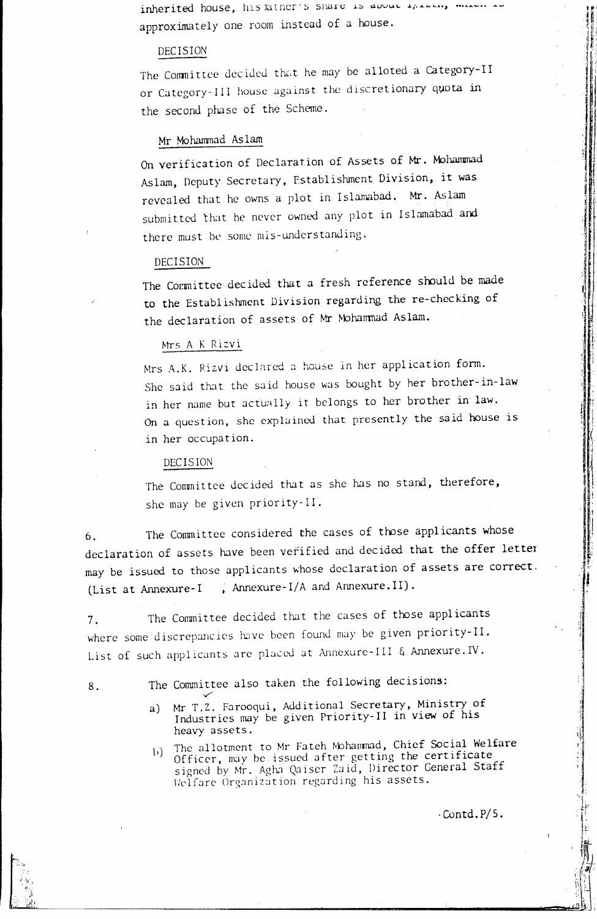inherited house, his father's share is about 1/14th, which is approximately one room instead of a house.

DECISION

The Committee decided that he may be alloted a Category-II or Category-III house against the discretionary quota in the second phase of the Scheme.

Mr Mohammad Aslam

On verification of Declaration of Assets of Mr. Mohammad Aslam, Deputy Secretary, Establishment Division, it was revealed that he owns a plot in Islamabad. Mr. Aslam submitted that he never owned any plot in Islamabad and there must be some mis-understanding.

DECISION

The Committee decided that a fresh reference should be made to the Establishment Division regarding the re-checking of the declaration of assets of Mr Mohammad Aslam.

Mrs A K Rizvi

Mrs A.K. Rizvi declared a house in her application form. She said that the said house was bought by her brother-in-law in her name but actually it belongs to her brother in law. On a question, she explained that presently the said house is in her occupation.

DECISION

The Committee decided that as she has no stand, therefore, she may be given priority-II.

6. The Committee considered the cases of those applicants whose declaration of assets have been verified and decided that the offer letter may be issued to those applicants whose declaration of assets are correct. (List at Annexure-I , Annexure-I/A and Annexure.II).

7. The Committee decided that the cases of those applicants where some discrepancies have been found may be given priority-II. List of such applicants are placed at Annexure-III & Annexure.IV.

8. The Committee also taken the following decisions:

a) Mr T.Z. Farooqui, Additional Secretary, Ministry of Industries may be given Priority-II in view of his heavy assets.

b) The allotment to Mr Fateh Mohammad, Chief Social Welfare Officer, may be issued after getting the certificate signed by Mr. Agha Qaiser Zaid, Director General Staff Welfare Organization regarding his assets.

Contd.P/5.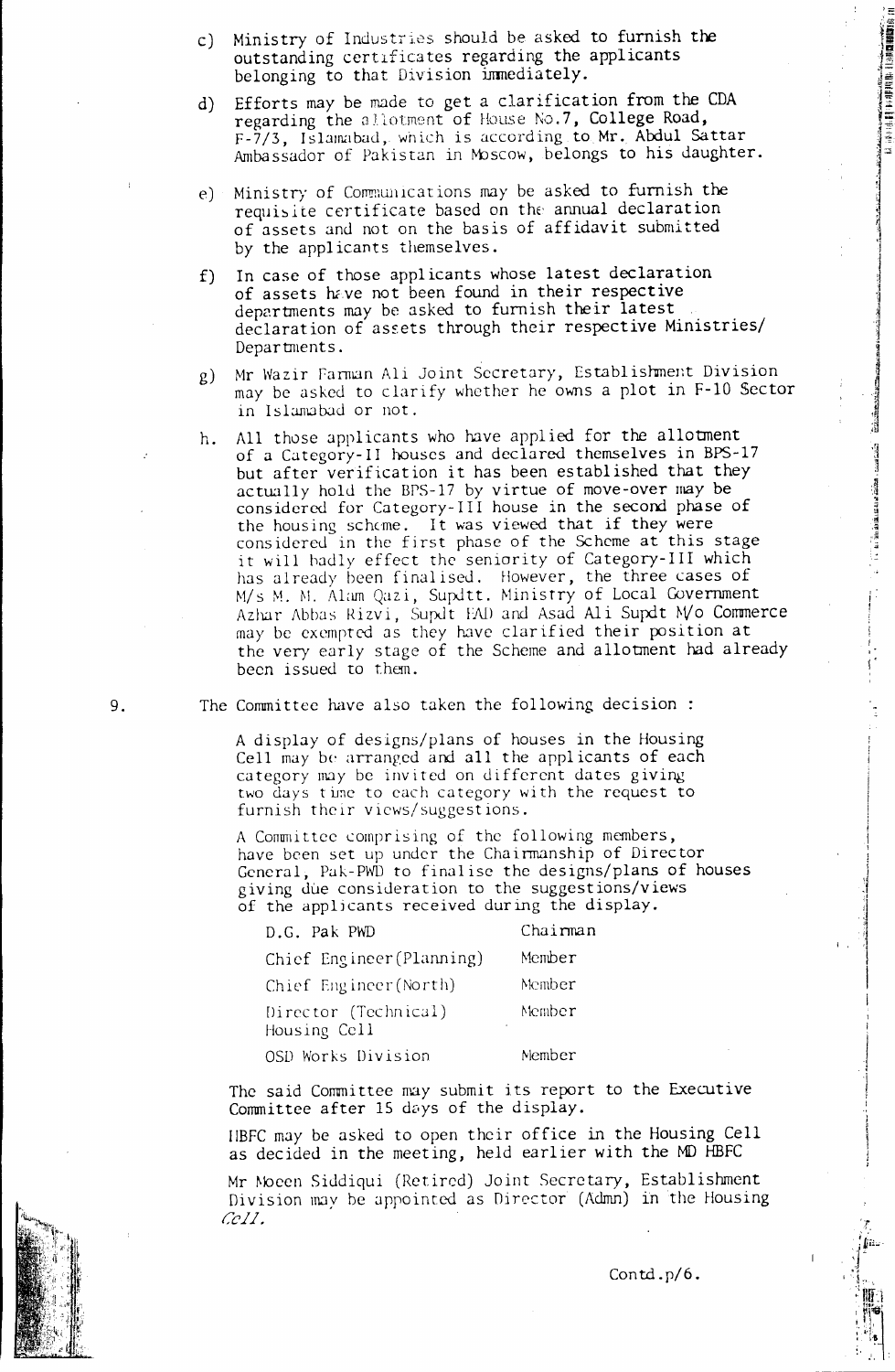c) Ministry of Industries should be asked to furnish the outstanding certificates regarding the applicants belonging to that Division immediately.

d) Efforts may be made to get a clarification from the CDA regarding the allotment of House No.7, College Road, F-7/3, Islamabad, which is according to Mr. Abdul Sattar Ambassador of Pakistan in Moscow, belongs to his daughter.

e) Ministry of Communications may be asked to furnish the requisite certificate based on the annual declaration of assets and not on the basis of affidavit submitted by the applicants themselves.

f) In case of those applicants whose latest declaration of assets have not been found in their respective departments may be asked to furnish their latest declaration of assets through their respective Ministries/ Departments.

g) Mr Wazir Farman Ali Joint Secretary, Establishment Division may be asked to clarify whether he owns a plot in F-10 Sector in Islamabad or not.

h. All those applicants who have applied for the allotment of a Category-II houses and declared themselves in BPS-17 but after verification it has been established that they actually hold the BPS-17 by virtue of move-over may be considered for Category-III house in the second phase of the housing scheme. It was viewed that if they were considered in the first phase of the Scheme at this stage it will badly effect the seniority of Category-III which has already been finalised. However, the three cases of M/s M. M. Alam Qazi, Supdtt. Ministry of Local Government Azhar Abbas Rizvi, Supdt EAD and Asad Ali Supdt M/o Commerce may be exempted as they have clarified their position at the very early stage of the Scheme and allotment had already been issued to them.

9. The Committee have also taken the following decision :

A display of designs/plans of houses in the Housing Cell may be arranged and all the applicants of each category may be invited on different dates giving two days time to each category with the request to furnish their views/suggestions.

A Committee comprising of the following members, have been set up under the Chairmanship of Director General, Pak-PWD to finalise the designs/plans of houses giving due consideration to the suggestions/views of the applicants received during the display.

| | |
|---|---|
| D.G. Pak PWD | Chairman |
| Chief Engineer(Planning) | Member |
| Chief Engineer(North) | Member |
| Director (Technical) Housing Cell | Member |
| OSD Works Division | Member |

The said Committee may submit its report to the Executive Committee after 15 days of the display.

HBFC may be asked to open their office in the Housing Cell as decided in the meeting, held earlier with the MD HBFC

Mr Moeen Siddiqui (Retired) Joint Secretary, Establishment Division may be appointed as Director (Admn) in the Housing Cell.

Contd.p/6.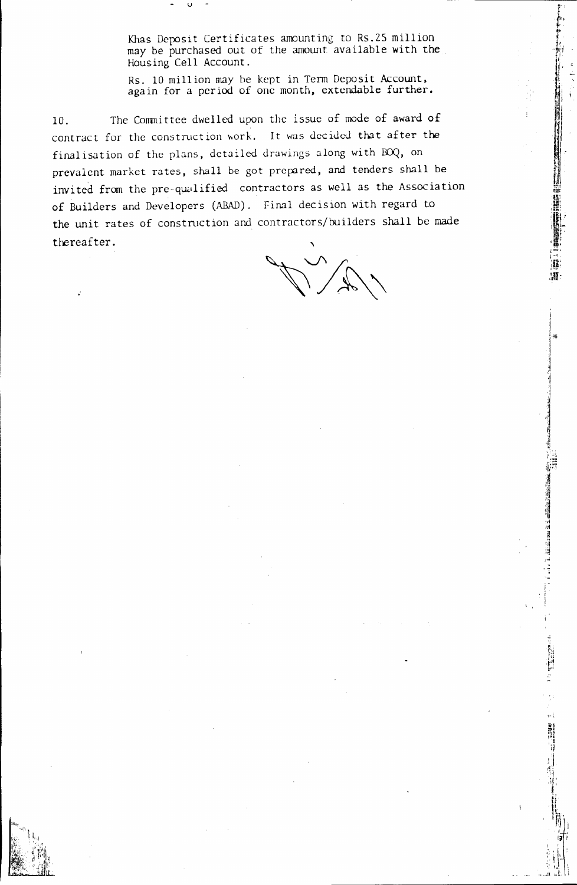Khas Deposit Certificates amounting to Rs.25 million may be purchased out of the amount available with the Housing Cell Account.

Rs. 10 million may be kept in Term Deposit Account, again for a period of one month, extendable further.

10. The Committee dwelled upon the issue of mode of award of contract for the construction work. It was decided that after the finalisation of the plans, detailed drawings along with BOQ, on prevalent market rates, shall be got prepared, and tenders shall be invited from the pre-qualified contractors as well as the Association of Builders and Developers (ABAD). Final decision with regard to the unit rates of construction and contractors/builders shall be made thereafter.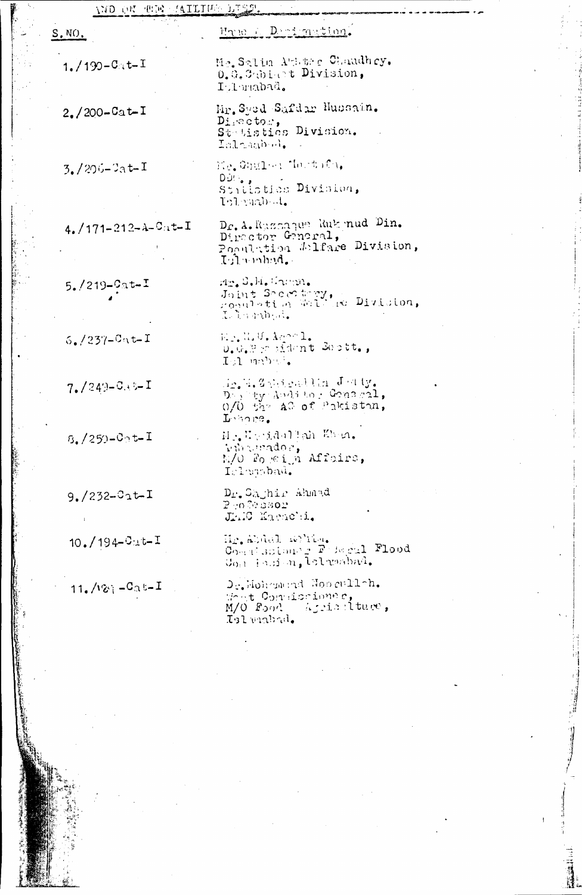END OF THE MAILING LIST

| S.NO. | Name & Designation. |
|---|---|
| 1./190-Cat-I | Mr. Salim Akhtar Chaudhry. O.S.Cabinet Division, Islamabad. |
| 2./200-Cat-I | Mr. Syed Safdar Hussain. Director, Statistics Division. Islamabad. |
| 3./205-Cat-I | Mr. Ghulam Mustafa, DDG., Statistics Division, Islamabad. |
| 4./171-212-A-Cat-I | Dr. A. Razzaque Rukunud Din. Director General, Population Welfare Division, Islamabad. |
| 5./219-Cat-I | Mr. S.M. Hasan. Joint Secretary, Population Welfare Division, Islamabad. |
| 6./237-Cat-I | Mr. M.U. Aqeel. D.G.President Sectt., Islamabad. |
| 7./249-Cat-I | Mr. M. Zahiruddin Jafry. Deputy Auditor General, O/O the AG of Pakistan, Lahore. |
| 8./250-Cat-I | Mr. Hamidullah Khan. Ambassador, M/O Foreign Affairs, Islamabad. |
| 9./232-Cat-I | Dr. Saghir Ahmad Professor JPMC Karachi. |
| 10./194-Cat-I | Mr. Abdul Rahim. Commissioner Federal Flood Commission, Islamabad. |
| 11./181-Cat-I | Dr. Mohammad Nooerullah. Meat Commissioner, M/O Food Agriculture, Islamabad. |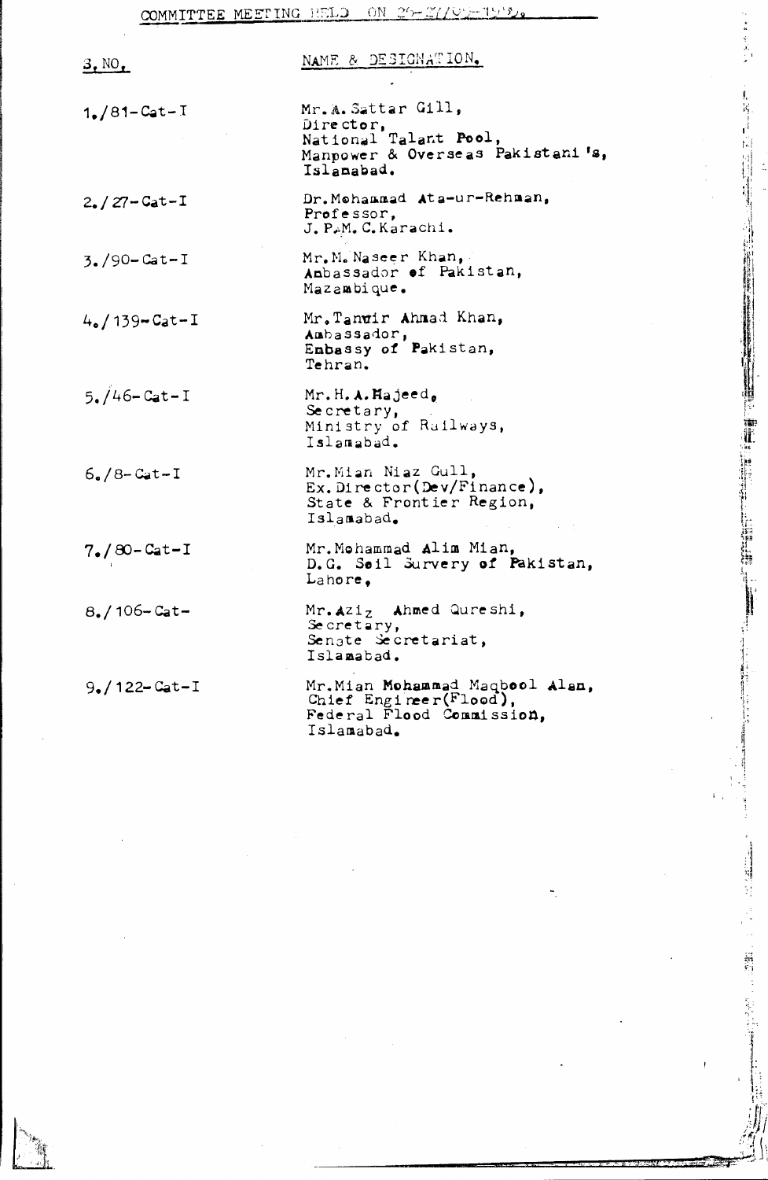COMMITTEE MEETING HELD ON 26-27/02-1992.

| S. NO. | NAME & DESIGNATION. |
|---|---|
| 1./81-Cat-I | Mr.A.Sattar Gill, Director, National Talant Pool, Manpower & Overseas Pakistani's, Islamabad. |
| 2./27-Cat-I | Dr.Mohammad Ata-ur-Rehman, Professor, J.P.M.C.Karachi. |
| 3./90-Cat-I | Mr.M.Naseer Khan, Anbassador of Pakistan, Mazambique. |
| 4./139-Cat-I | Mr.Tanwir Ahmad Khan, Ambassador, Embassy of Pakistan, Tehran. |
| 5./46-Cat-I | Mr.H.A.Majeed, Secretary, Ministry of Railways, Islamabad. |
| 6./8-Cat-I | Mr.Mian Niaz Gull, Ex.Director(Dev/Finance), State & Frontier Region, Islamabad. |
| 7./80-Cat-I | Mr.Mohammad Alim Mian, D.G. Soil Survery of Pakistan, Lahore, |
| 8./106-Cat- | Mr.Aziz Ahmed Qureshi, Secretary, Senate Secretariat, Islamabad. |
| 9./122-Cat-I | Mr.Mian Mohammad Maqbool Alam, Chief Engineer(Flood), Federal Flood Commission, Islamabad. |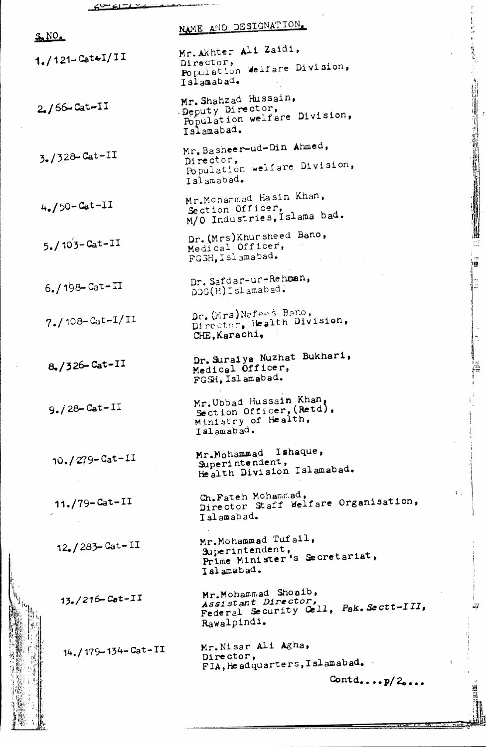| S.NO. | NAME AND DESIGNATION. |
| --- | --- |
| 1./121-Cat-I/II | Mr. Akhter Ali Zaidi, Director, Population Welfare Division, Islamabad. |
| 2./66-Cat-II | Mr. Shahzad Hussain, Deputy Director, Population welfare Division, Islamabad. |
| 3./328-Cat-II | Mr. Basheer-ud-Din Ahmed, Director, Population welfare Division, Islamabad. |
| 4./50-Cat-II | Mr. Mohammad Hasin Khan, Section Officer, M/O Industries, Islama bad. |
| 5./103-Cat-II | Dr. (Mrs) Khursheed Bano, Medical Officer, FGSH, Islamabad. |
| 6./198-Cat-II | Dr. Safdar-ur-Rehman, DDG(H) Islamabad. |
| 7./108-Cat-I/II | Dr. (Mrs) Nafees Bano, Director, Health Division, CHE, Karachi, |
| 8./326-Cat-II | Dr. Suraiya Nuzhat Bukhari, Medical Officer, FGSH, Islamabad. |
| 9./28-Cat-II | Mr. Ubbad Hussain Khan, Section Officer, (Retd), Ministry of Health, Islamabad. |
| 10./279-Cat-II | Mr. Mohammad Ishaque, Superintendent, Health Division Islamabad. |
| 11./79-Cat-II | Ch. Fateh Mohammad, Director Staff Welfare Organisation, Islamabad. |
| 12./283-Cat-II | Mr. Mohammad Tufail, Superintendent, Prime Minister's Secretariat, Islamabad. |
| 13./216-Cat-II | Mr. Mohammad Shoaib, *Assistant Director*, Federal Security Cell, *Pak. Sectt-III*, Rawalpindi. |
| 14./179-134-Cat-II | Mr. Nisar Ali Agha, Director, FIA, Headquarters, Islamabad. |

Contd....p/2....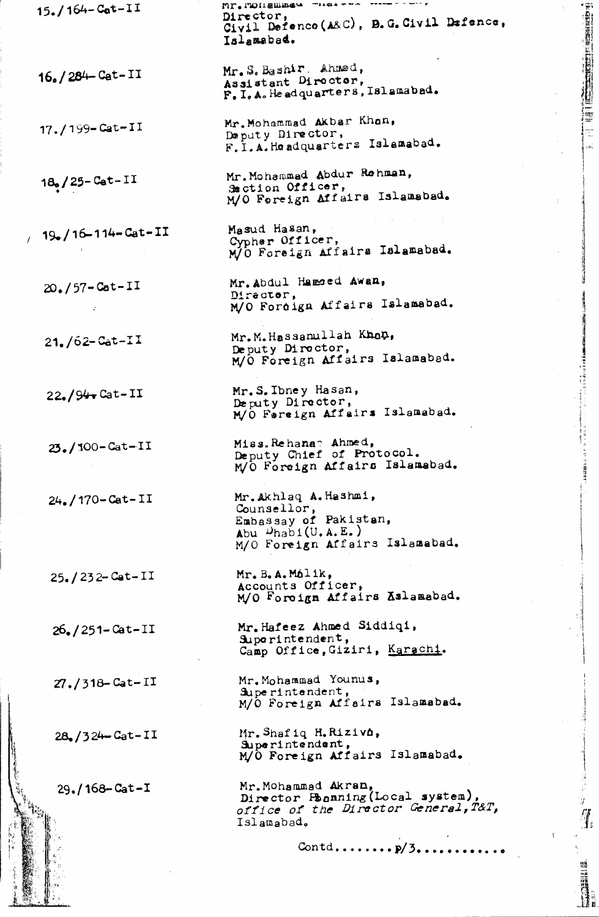15./164-Cat-II

Mr. Mohammad ... ...,
Director,
Civil Defenco(A&C), D.G. Civil Defence,
Islamabad.

16./284-Cat-II

Mr. S. Bashir Ahmed,
Assistant Director,
F.I.A. Headquarters, Islamabad.

17./199-Cat-II

Mr. Mohammad Akbar Khan,
Deputy Director,
F.I.A. Headquarters Islamabad.

18./25-Cat-II

Mr. Mohammad Abdur Rehman,
Section Officer,
M/O Foreign Affairs Islamabad.

19./16-114-Cat-II

Masud Hasan,
Cypher Officer,
M/O Foreign Affairs Islamabad.

20./57-Cat-II

Mr. Abdul Hameed Awan,
Director,
M/O Foreign Affairs Islamabad.

21./62-Cat-II

Mr. M. Hassanullah Khan,
Deputy Director,
M/O Foreign Affairs Islamabad.

22./94-Cat-II

Mr. S. Ibney Hasan,
Deputy Director,
M/O Foreign Affairs Islamabad.

23./100-Cat-II

Miss. Rehana Ahmed,
Deputy Chief of Protocol.
M/O Foreign Affairs Islamabad.

24./170-Cat-II

Mr. Akhlaq A. Hashmi,
Counsellor,
Embassay of Pakistan,
Abu Dhabi (U.A.E.)
M/O Foreign Affairs Islamabad.

25./232-Cat-II

Mr. B. A. Malik,
Accounts Officer,
M/O Foreign Affairs Islamabad.

26./251-Cat-II

Mr. Hafeez Ahmed Siddiqi,
Superintendent,
Camp Office, Giziri, Karachi.

27./318-Cat-II

Mr. Mohammad Younus,
Superintendent,
M/O Foreign Affairs Islamabad.

28./324-Cat-II

Mr. Shafiq H. Rizivi,
Superintendent,
M/O Foreign Affairs Islamabad.

29./168-Cat-I

Mr. Mohammad Akram,
Director Planning (Local system),
*office of the Director General, T&T,*
Islamabad.

Contd........p/3............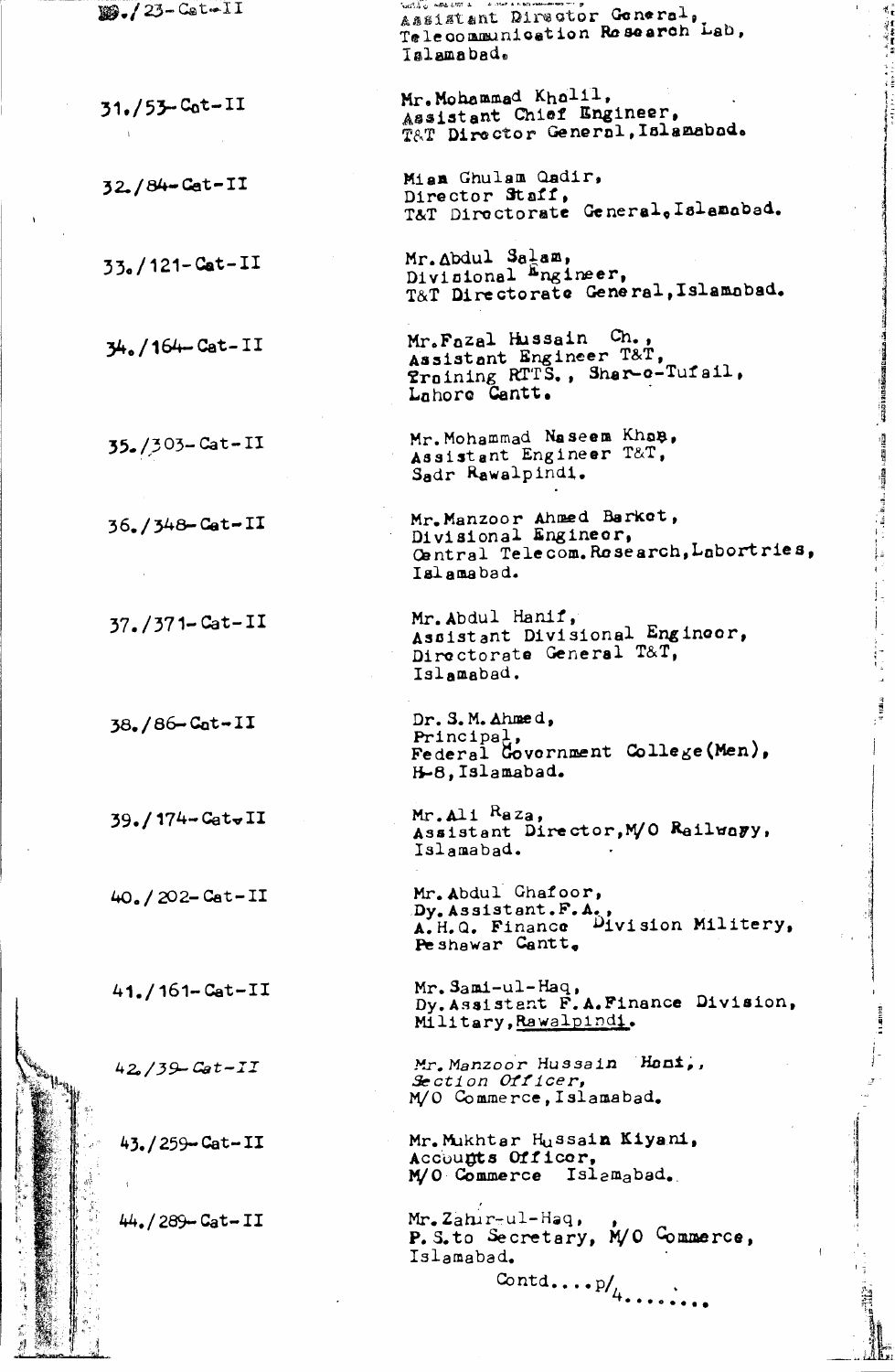| | |
|---|---|
| 30./23-Cat-II | Assistant Director General, Telecommunication Research Lab, Islamabad. |
| 31./53-Cat-II | Mr. Mohammad Khalil, Assistant Chief Engineer, T&T Director General, Islamabad. |
| 32./84-Cat-II | Mian Ghulam Qadir, Director Staff, T&T Directorate General, Islamabad. |
| 33./121-Cat-II | Mr. Abdul Salam, Divisional Engineer, T&T Directorate General, Islamabad. |
| 34./164-Cat-II | Mr. Fazal Hussain Ch., Assistant Engineer T&T, Training RTTS., Shar-e-Tufail, Lahore Cantt. |
| 35./303-Cat-II | Mr. Mohammad Naseem Khan, Assistant Engineer T&T, Sadr Rawalpindi. |
| 36./348-Cat-II | Mr. Manzoor Ahmed Barkat, Divisional Engineer, Central Telecom. Research, Labortries, Islamabad. |
| 37./371-Cat-II | Mr. Abdul Hanif, Assistant Divisional Engineer, Directorate General T&T, Islamabad. |
| 38./86-Cat-II | Dr. S. M. Ahmed, Principal, Federal Government College (Men), H-8, Islamabad. |
| 39./174-Cat-II | Mr. Ali Raza, Assistant Director, M/O Railway, Islamabad. |
| 40./202-Cat-II | Mr. Abdul Ghafoor, Dy. Assistant. F.A., A.H.Q. Finance Division Militery, Peshawar Cantt. |
| 41./161-Cat-II | Mr. Sami-ul-Haq, Dy. Assistant F.A. Finance Division, Military, Rawalpindi. |
| 42./39-Cat-II | Mr. Manzoor Hussain Hont., Section Officer, M/O Commerce, Islamabad. |
| 43./259-Cat-II | Mr. Mukhtar Hussain Kiyani, Accounts Officer, M/O Commerce Islamabad. |
| 44./289-Cat-II | Mr. Zahir-ul-Haq, P.S. to Secretary, M/O Commerce, Islamabad. |

Contd....p/4........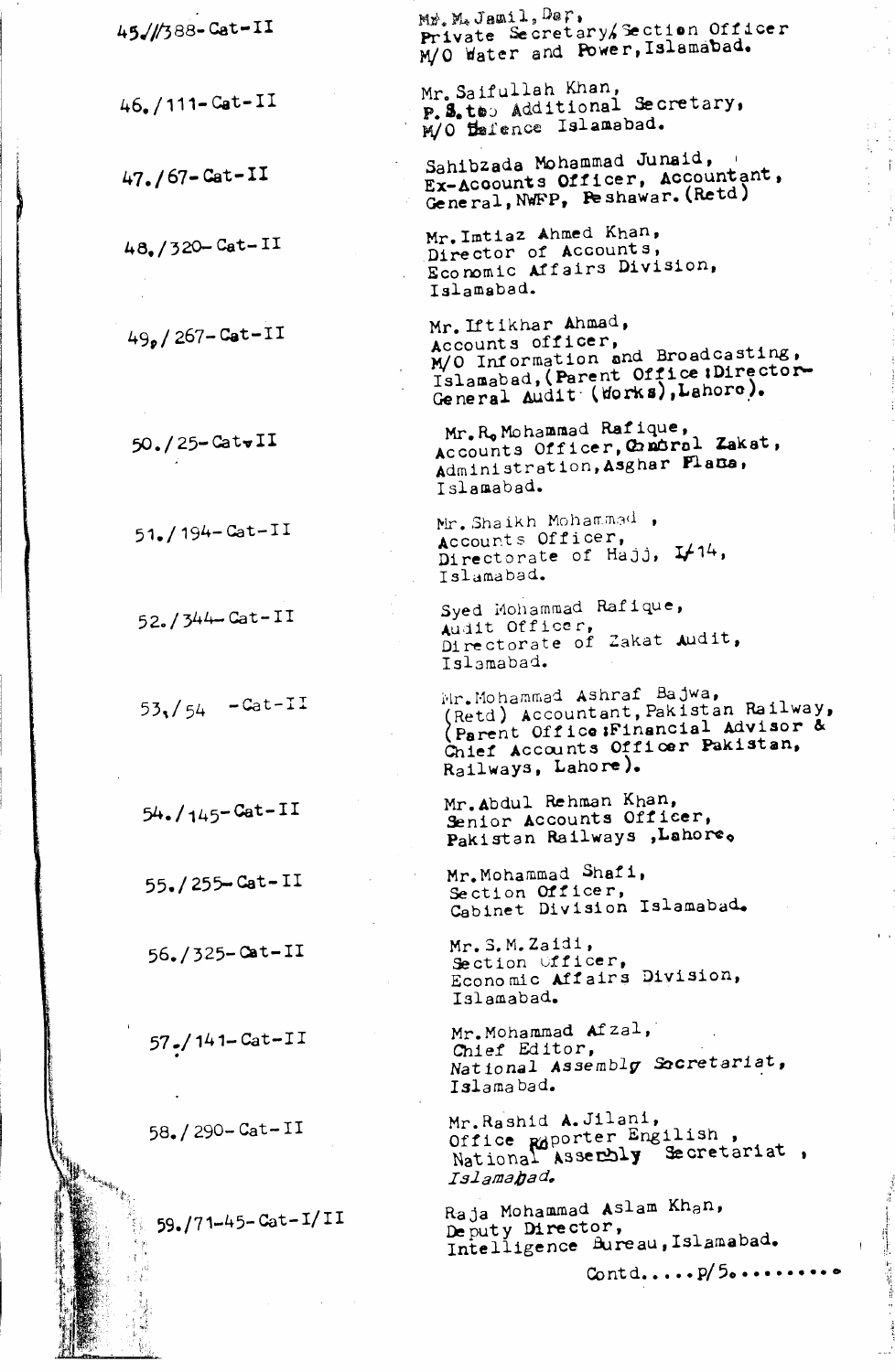| | |
|---|---|
| 45.//388-Cat-II | Mr. M. Jamil, Dar, Private Secretary/Section Officer M/O Water and Power, Islamabad. |
| 46./111-Cat-II | Mr. Saifullah Khan, P.S. to Additional Secretary, M/O Defence Islamabad. |
| 47./67-Cat-II | Sahibzada Mohammad Junaid, Ex-Accounts Officer, Accountant, General, NWFP, Peshawar. (Retd) |
| 48./320-Cat-II | Mr. Imtiaz Ahmed Khan, Director of Accounts, Economic Affairs Division, Islamabad. |
| 49./267-Cat-II | Mr. Iftikhar Ahmad, Accounts officer, M/O Information and Broadcasting, Islamabad, (Parent Office: Director-General Audit (Works), Lahore). |
| 50./25-Cat-II | Mr. R. Mohammad Rafique, Accounts Officer, Central Zakat, Administration, Asghar Plaza, Islamabad. |
| 51./194-Cat-II | Mr. Shaikh Mohammad, Accounts Officer, Directorate of Hajj, I/14, Islamabad. |
| 52./344-Cat-II | Syed Mohammad Rafique, Audit Officer, Directorate of Zakat Audit, Islamabad. |
| 53./54 -Cat-II | Mr. Mohammad Ashraf Bajwa, (Retd) Accountant, Pakistan Railway, (Parent Office: Financial Advisor & Chief Accounts Officer Pakistan, Railways, Lahore). |
| 54./145-Cat-II | Mr. Abdul Rehman Khan, Senior Accounts Officer, Pakistan Railways, Lahore. |
| 55./255-Cat-II | Mr. Mohammad Shafi, Section Officer, Cabinet Division Islamabad. |
| 56./325-Cat-II | Mr. S. M. Zaidi, Section Officer, Economic Affairs Division, Islamabad. |
| 57./141-Cat-II | Mr. Mohammad Afzal, Chief Editor, National Assembly Secretariat, Islamabad. |
| 58./290-Cat-II | Mr. Rashid A. Jilani, Office Reporter Engilish, National Assembly Secretariat, *Islamabad.* |
| 59./71-45-Cat-I/II | Raja Mohammad Aslam Khan, Deputy Director, Intelligence Bureau, Islamabad. |

Contd.....p/5.........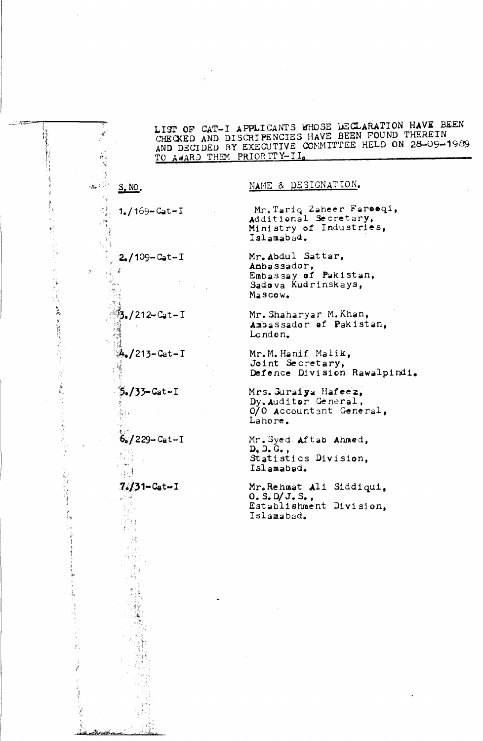LIST OF CAT-I APPLICANTS WHOSE DECLARATION HAVE BEEN CHECKED AND DISCRIPENCIES HAVE BEEN FOUND THEREIN AND DECIDED BY EXECUTIVE COMMITTEE HELD ON 28-09-1989 TO AWARD THEM PRIORITY-II.

| S.NO. | NAME & DESIGNATION. |
|---|---|
| 1./169-Cat-I | Mr. Tariq Zaheer Faroeqi, Additional Secretary, Ministry of Industries, Islamabad. |
| 2./109-Cat-I | Mr. Abdul Sattar, Anbassador, Embassay of Pakistan, Sadova Kudrinskays, Mascow. |
| 3./212-Cat-I | Mr. Shaharyar M. Khan, Ambassador of Pakistan, London. |
| 4./213-Cat-I | Mr. M. Hanif Malik, Joint Secretary, Defence Division Rawalpindi. |
| 5./33-Cat-I | Mrs. Suraiya Hafeez, Dy. Auditor General, O/O Accountant General, Lahore. |
| 6./229-Cat-I | Mr. Syed Aftab Ahmed, D. D. G., Statistics Division, Islamabad. |
| 7./31-Cat-I | Mr. Rehmat Ali Siddiqui, O. S. D/ J. S., Establishment Division, Islamabad. |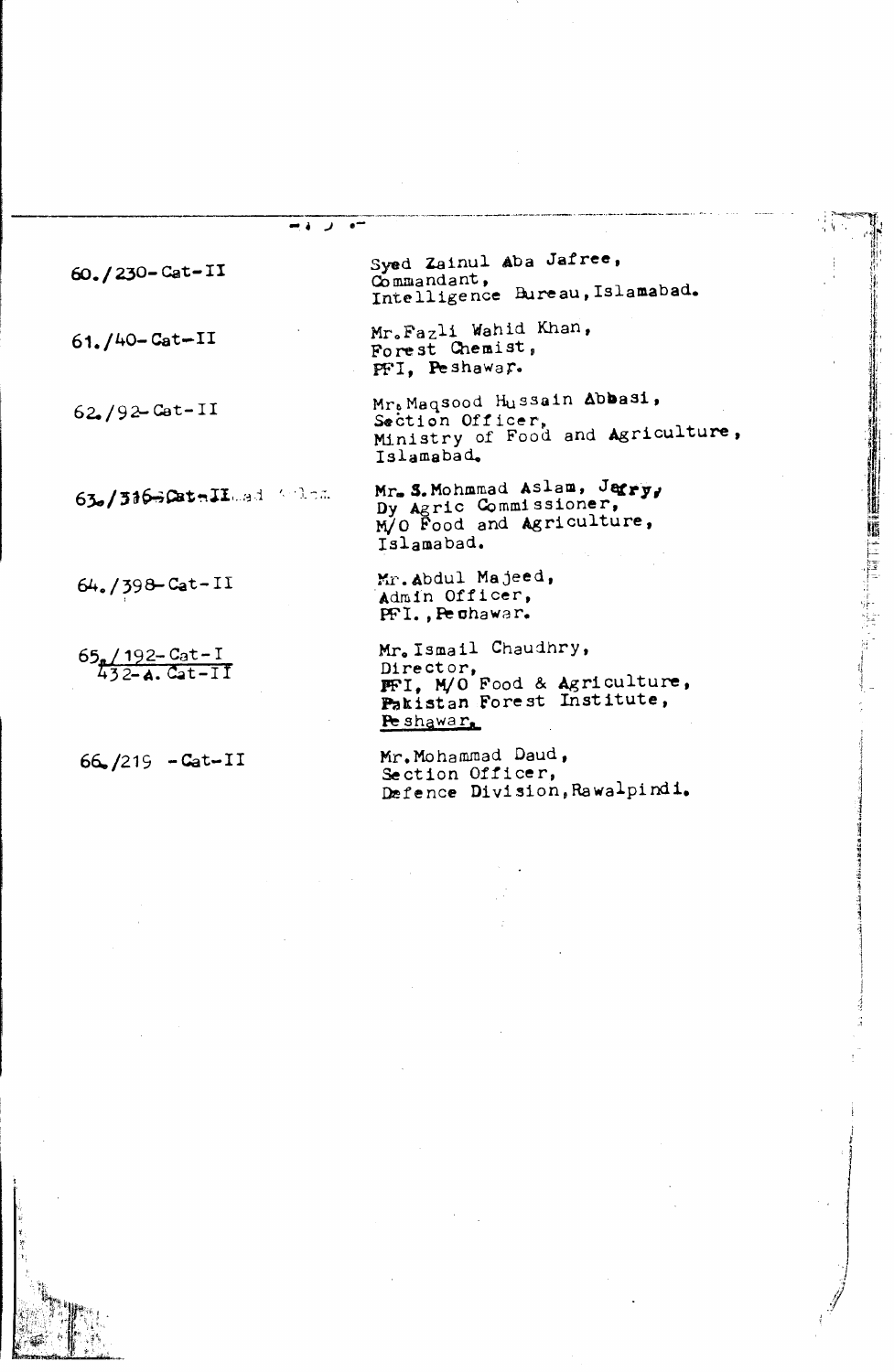| | |
|---|---|
| 60./230-Cat-II | Syed Zainul Aba Jafree,<br>Commandant,<br>Intelligence Bureau, Islamabad. |
| 61./40-Cat-II | Mr. Fazli Wahid Khan,<br>Forest Chemist,<br>PFI, Peshawar. |
| 62./92-Cat-II | Mr. Maqsood Hussain Abbasi,<br>Section Officer,<br>Ministry of Food and Agriculture,<br>Islamabad. |
| 63./316-Cat-II | Mr. S. Mohmmad Aslam, Jafry,<br>Dy Agric Commissioner,<br>M/O Food and Agriculture,<br>Islamabad. |
| 64./398-Cat-II | Mr. Abdul Majeed,<br>Admin Officer,<br>PFI., Peshawar. |
| 65./192-Cat-I<br>432-A. Cat-II | Mr. Ismail Chaudhry,<br>Director,<br>PFI, M/O Food & Agriculture,<br>Pakistan Forest Institute,<br>Peshawar. |
| 66./219 -Cat-II | Mr. Mohammad Daud,<br>Section Officer,<br>Defence Division, Rawalpindi. |